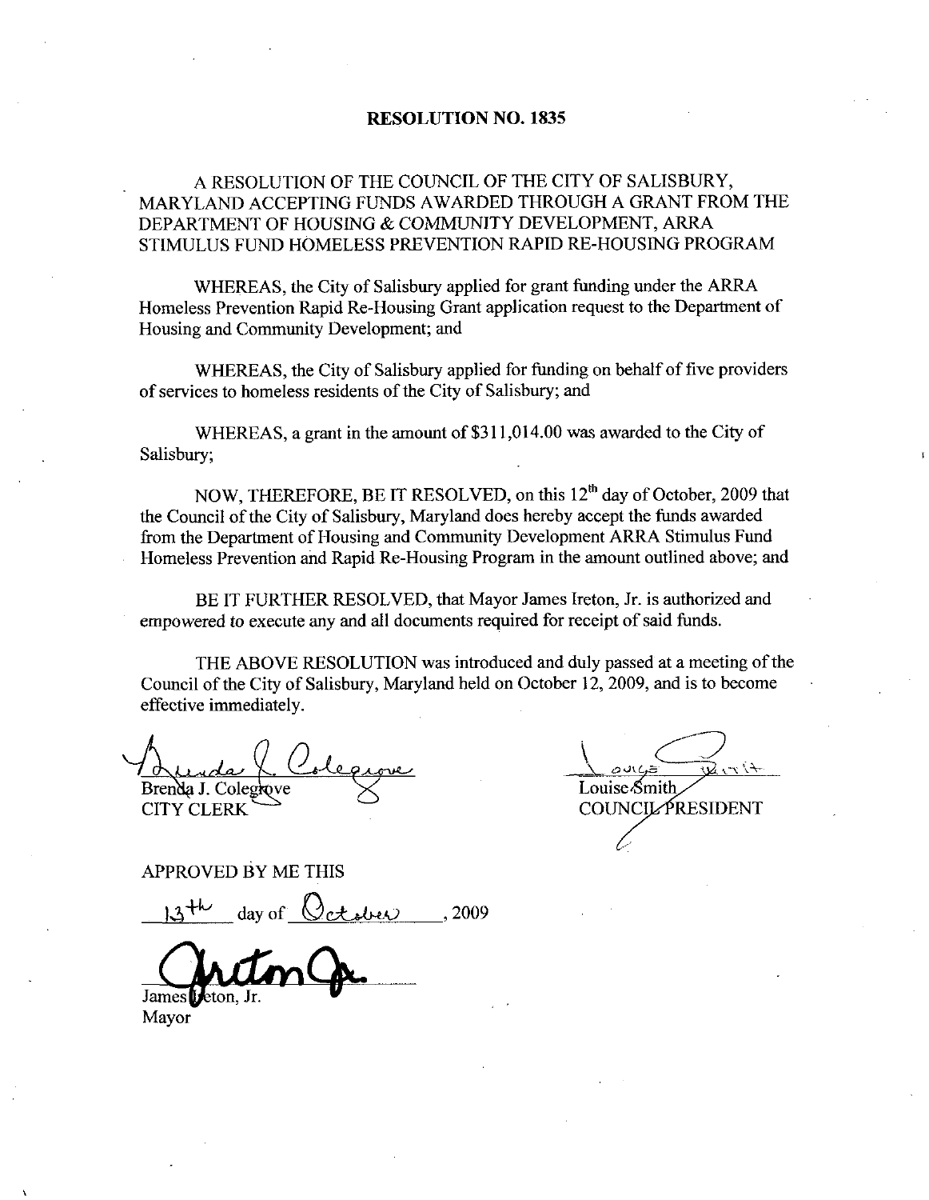# RESOLUTION NO. 1835

A RESOLUTION OF THE COUNCIL OF THE CITY OF SALISBURY, MARYLAND ACCEPTING FUNDS AWARDED THROUGH A GRANT FROM THE DEPARTMENT OF HOUSING & COMMUNITY DEVELOPMENT, ARRA STIMULUS FUND HOMELESS PREVENTION RAPID RE-HOUSING PROGRAM

WHEREAS, the City of Salisbury applied for grant funding under the ARRA Homeless Prevention Rapid Re-Housing Grant application request to the Department of Housing and Community Development; and

WHEREAS, the City of Salisbury applied for funding on behalf of five providers of services to homeless residents of the City of Salisbury; and

WHEREAS, a grant in the amount of $311,014.00 was awarded to the City of Salisbury;

NOW, THEREFORE, BE IT RESOLVED, on this 12th day of October, 2009 that the Council of the City of Salisbury, Maryland does hereby accept the funds awarded from the Department of Housing and Community Development ARRA Stimulus Fund Homeless Prevention and Rapid Re-Housing Program in the amount outlined above; and

BE IT FURTHER RESOLVED, that Mayor James Ireton, Jr. is authorized and empowered to execute any and all documents required for receipt of said funds.

THE ABOVE RESOLUTION was introduced and duly passed at a meeting of the Council of the City of Salisbury, Maryland held on October 12, 2009, and is to become effective immediately.

Brenda J. Colegrove
CITY CLERK

Louise Smith
COUNCIL PRESIDENT

APPROVED BY ME THIS

13th day of October, 2009

James Ireton, Jr.
Mayor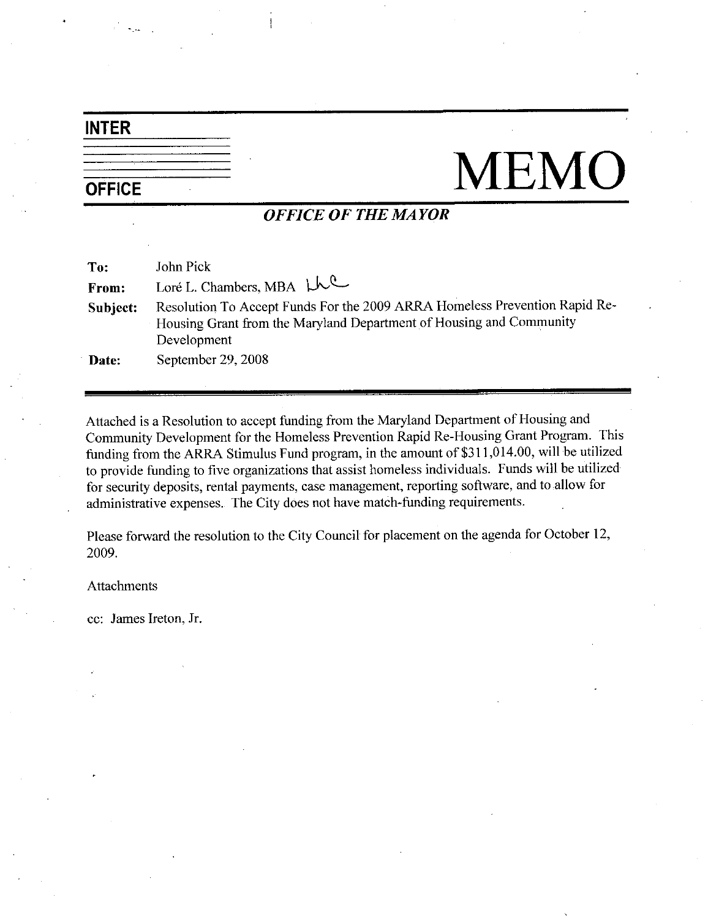**INTER**

**OFFICE**

# MEMO

***OFFICE OF THE MAYOR***

**To:** John Pick

**From:** Loré L. Chambers, MBA LLC

**Subject:** Resolution To Accept Funds For the 2009 ARRA Homeless Prevention Rapid Re-Housing Grant from the Maryland Department of Housing and Community Development

**Date:** September 29, 2008

---

Attached is a Resolution to accept funding from the Maryland Department of Housing and Community Development for the Homeless Prevention Rapid Re-Housing Grant Program. This funding from the ARRA Stimulus Fund program, in the amount of $311,014.00, will be utilized to provide funding to five organizations that assist homeless individuals. Funds will be utilized for security deposits, rental payments, case management, reporting software, and to allow for administrative expenses. The City does not have match-funding requirements.

Please forward the resolution to the City Council for placement on the agenda for October 12, 2009.

Attachments

cc: James Ireton, Jr.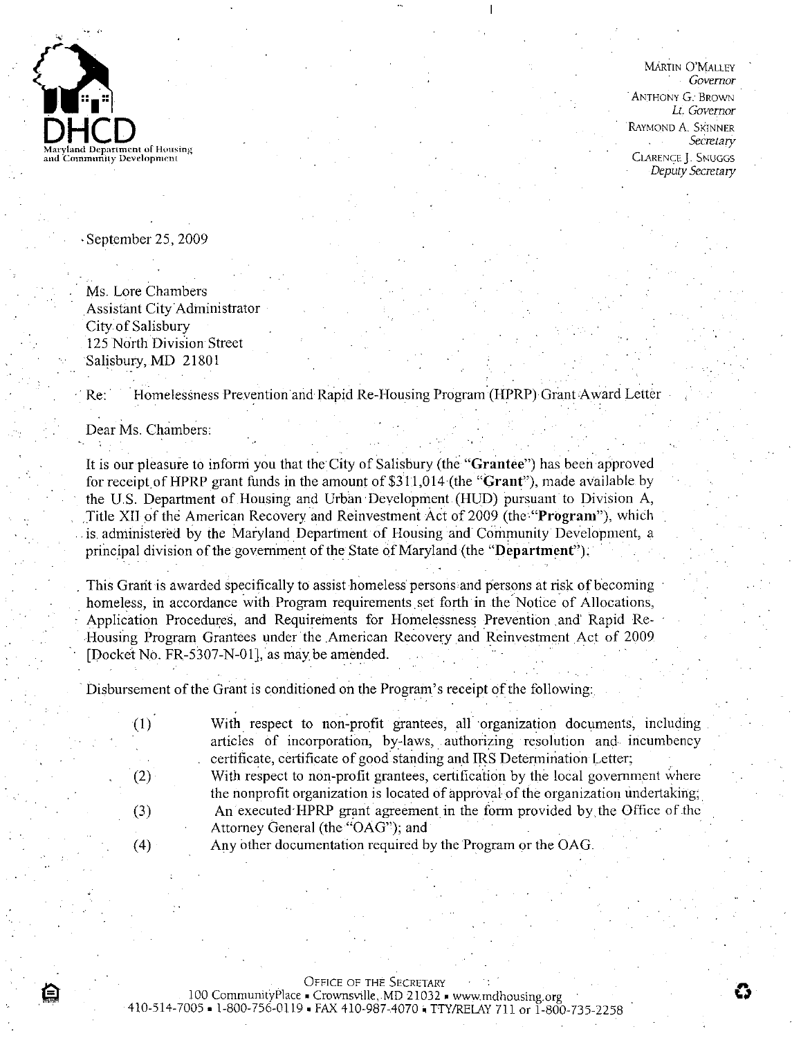DHCD

Maryland Department of Housing and Community Development

MARTIN O'MALLEY
*Governor*
ANTHONY G. BROWN
*Lt. Governor*
RAYMOND A. SKINNER
*Secretary*
CLARENCE J. SNUGGS
*Deputy Secretary*

September 25, 2009

Ms. Lore Chambers
Assistant City Administrator
City of Salisbury
125 North Division Street
Salisbury, MD 21801

Re: Homelessness Prevention and Rapid Re-Housing Program (HPRP) Grant Award Letter

Dear Ms. Chambers:

It is our pleasure to inform you that the City of Salisbury (the "**Grantee**") has been approved for receipt of HPRP grant funds in the amount of $311,014 (the "**Grant**"), made available by the U.S. Department of Housing and Urban Development (HUD) pursuant to Division A, Title XII of the American Recovery and Reinvestment Act of 2009 (the "**Program**"), which is administered by the Maryland Department of Housing and Community Development, a principal division of the government of the State of Maryland (the "**Department**").

This Grant is awarded specifically to assist homeless persons and persons at risk of becoming homeless, in accordance with Program requirements set forth in the Notice of Allocations, Application Procedures, and Requirements for Homelessness Prevention and Rapid Re-Housing Program Grantees under the American Recovery and Reinvestment Act of 2009 [Docket No. FR-5307-N-01], as may be amended.

Disbursement of the Grant is conditioned on the Program's receipt of the following:

(1) With respect to non-profit grantees, all organization documents, including articles of incorporation, by-laws, authorizing resolution and incumbency certificate, certificate of good standing and IRS Determination Letter;

(2) With respect to non-profit grantees, certification by the local government where the nonprofit organization is located of approval of the organization undertaking;

(3) An executed HPRP grant agreement in the form provided by the Office of the Attorney General (the "OAG"); and

(4) Any other documentation required by the Program or the OAG.

OFFICE OF THE SECRETARY
100 CommunityPlace • Crownsville, MD 21032 • www.mdhousing.org
410-514-7005 • 1-800-756-0119 • FAX 410-987-4070 • TTY/RELAY 711 or 1-800-735-2258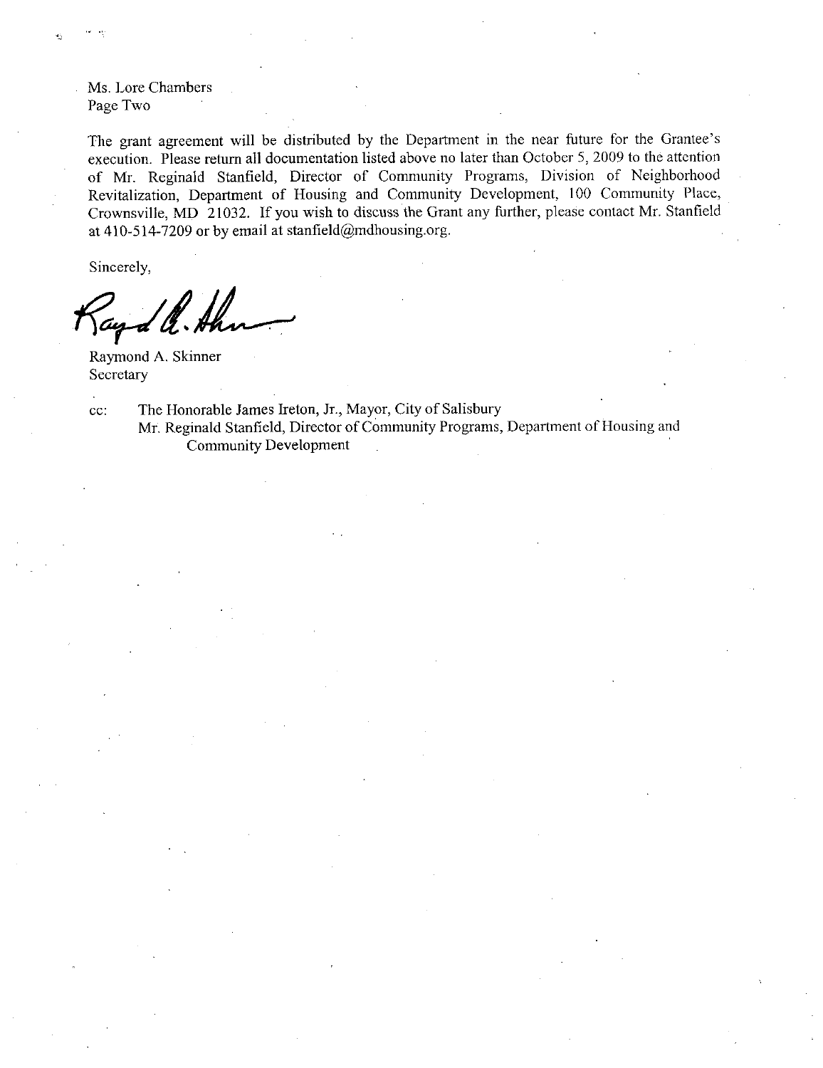Ms. Lore Chambers
Page Two

The grant agreement will be distributed by the Department in the near future for the Grantee's execution. Please return all documentation listed above no later than October 5, 2009 to the attention of Mr. Reginald Stanfield, Director of Community Programs, Division of Neighborhood Revitalization, Department of Housing and Community Development, 100 Community Place, Crownsville, MD 21032. If you wish to discuss the Grant any further, please contact Mr. Stanfield at 410-514-7209 or by email at stanfield@mdhousing.org.

Sincerely,

Raymond A. Skinner
Secretary

cc: The Honorable James Ireton, Jr., Mayor, City of Salisbury
Mr. Reginald Stanfield, Director of Community Programs, Department of Housing and Community Development